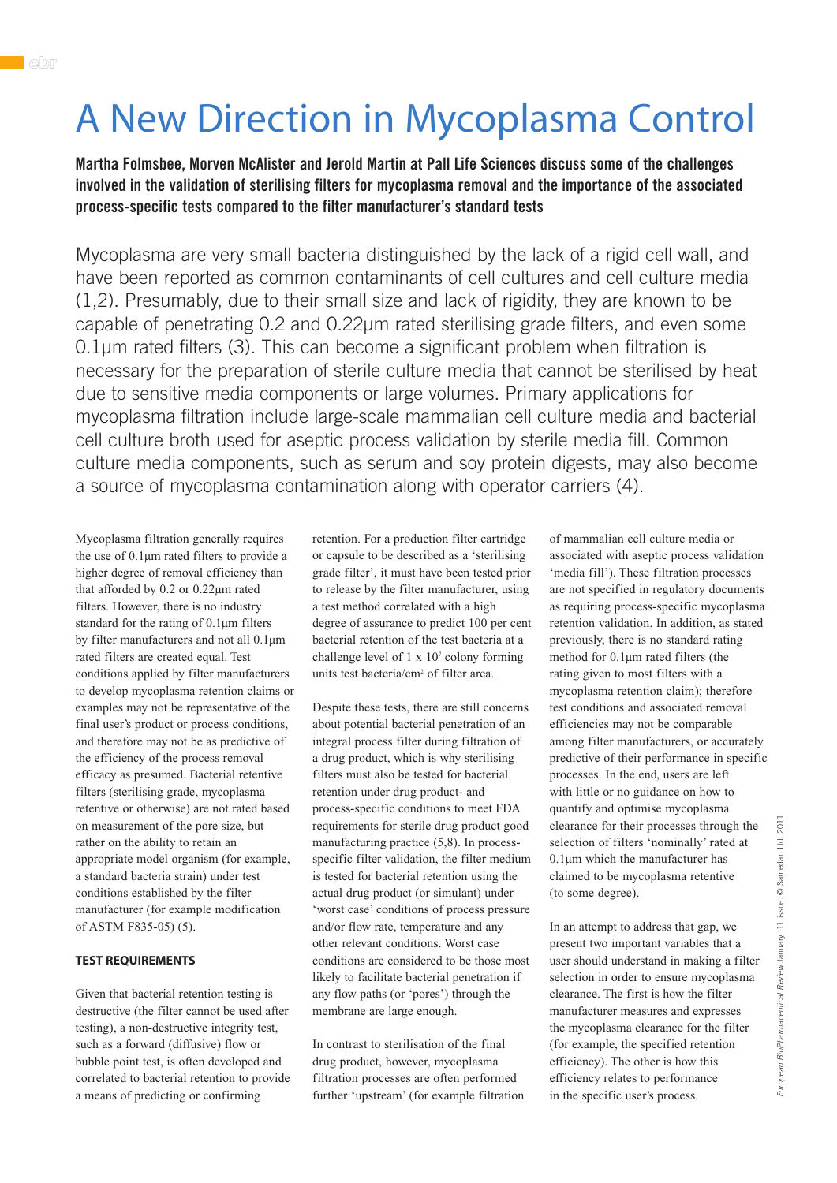# A New Direction in Mycoplasma Control

**Martha Folmsbee, Morven McAlister and Jerold Martin at Pall Life Sciences discuss some of the challenges involved in the validation of sterilising filters for mycoplasma removal and the importance of the associated process-specific tests compared to the filter manufacturer's standard tests**

Mycoplasma are very small bacteria distinguished by the lack of a rigid cell wall, and have been reported as common contaminants of cell cultures and cell culture media (1,2). Presumably, due to their small size and lack of rigidity, they are known to be capable of penetrating 0.2 and 0.22µm rated sterilising grade filters, and even some 0.1µm rated filters (3). This can become a significant problem when filtration is necessary for the preparation of sterile culture media that cannot be sterilised by heat due to sensitive media components or large volumes. Primary applications for mycoplasma filtration include large-scale mammalian cell culture media and bacterial cell culture broth used for aseptic process validation by sterile media fill. Common culture media components, such as serum and soy protein digests, may also become a source of mycoplasma contamination along with operator carriers (4).

Mycoplasma filtration generally requires the use of 0.1µm rated filters to provide a higher degree of removal efficiency than that afforded by 0.2 or 0.22µm rated filters. However, there is no industry standard for the rating of 0.1µm filters by filter manufacturers and not all 0.1µm rated filters are created equal. Test conditions applied by filter manufacturers to develop mycoplasma retention claims or examples may not be representative of the final user's product or process conditions, and therefore may not be as predictive of the efficiency of the process removal efficacy as presumed. Bacterial retentive filters (sterilising grade, mycoplasma retentive or otherwise) are not rated based on measurement of the pore size, but rather on the ability to retain an appropriate model organism (for example, a standard bacteria strain) under test conditions established by the filter manufacturer (for example modification of ASTM F835-05) (5).

### TEST REQUIREMENTS

Given that bacterial retention testing is destructive (the filter cannot be used after testing), a non-destructive integrity test, such as a forward (diffusive) flow or bubble point test, is often developed and correlated to bacterial retention to provide a means of predicting or confirming retention. For a production filter cartridge or capsule to be described as a 'sterilising grade filter', it must have been tested prior to release by the filter manufacturer, using a test method correlated with a high degree of assurance to predict 100 per cent bacterial retention of the test bacteria at a challenge level of $1 \times 10^7$ colony forming units test bacteria/cm$^2$ of filter area.

Despite these tests, there are still concerns about potential bacterial penetration of an integral process filter during filtration of a drug product, which is why sterilising filters must also be tested for bacterial retention under drug product- and process-specific conditions to meet FDA requirements for sterile drug product good manufacturing practice (5,8). In process-specific filter validation, the filter medium is tested for bacterial retention using the actual drug product (or simulant) under 'worst case' conditions of process pressure and/or flow rate, temperature and any other relevant conditions. Worst case conditions are considered to be those most likely to facilitate bacterial penetration if any flow paths (or 'pores') through the membrane are large enough.

In contrast to sterilisation of the final drug product, however, mycoplasma filtration processes are often performed further 'upstream' (for example filtration of mammalian cell culture media or associated with aseptic process validation 'media fill'). These filtration processes are not specified in regulatory documents as requiring process-specific mycoplasma retention validation. In addition, as stated previously, there is no standard rating method for 0.1µm rated filters (the rating given to most filters with a mycoplasma retention claim); therefore test conditions and associated removal efficiencies may not be comparable among filter manufacturers, or accurately predictive of their performance in specific processes. In the end, users are left with little or no guidance on how to quantify and optimise mycoplasma clearance for their processes through the selection of filters 'nominally' rated at 0.1µm which the manufacturer has claimed to be mycoplasma retentive (to some degree).

In an attempt to address that gap, we present two important variables that a user should understand in making a filter selection in order to ensure mycoplasma clearance. The first is how the filter manufacturer measures and expresses the mycoplasma clearance for the filter (for example, the specified retention efficiency). The other is how this efficiency relates to performance in the specific user's process.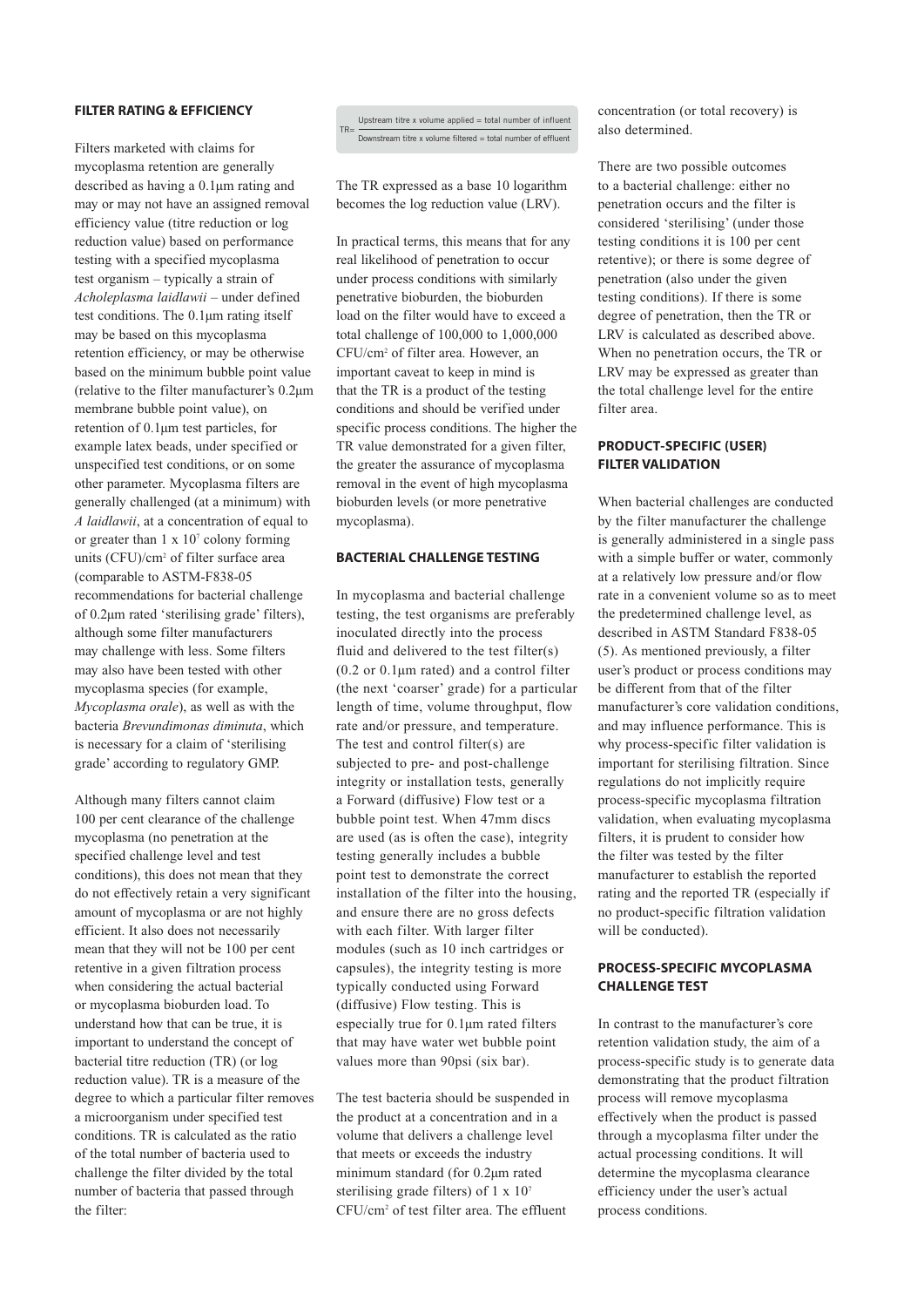## FILTER RATING & EFFICIENCY

Filters marketed with claims for mycoplasma retention are generally described as having a 0.1µm rating and may or may not have an assigned removal efficiency value (titre reduction or log reduction value) based on performance testing with a specified mycoplasma test organism – typically a strain of *Acholeplasma laidlawii* – under defined test conditions. The 0.1µm rating itself may be based on this mycoplasma retention efficiency, or may be otherwise based on the minimum bubble point value (relative to the filter manufacturer's 0.2µm membrane bubble point value), on retention of 0.1µm test particles, for example latex beads, under specified or unspecified test conditions, or on some other parameter. Mycoplasma filters are generally challenged (at a minimum) with *A laidlawii*, at a concentration of equal to or greater than $1 \times 10^7$ colony forming units (CFU)/cm² of filter surface area (comparable to ASTM-F838-05 recommendations for bacterial challenge of 0.2µm rated 'sterilising grade' filters), although some filter manufacturers may challenge with less. Some filters may also have been tested with other mycoplasma species (for example, *Mycoplasma orale*), as well as with the bacteria *Brevundimonas diminuta*, which is necessary for a claim of 'sterilising grade' according to regulatory GMP.

Although many filters cannot claim 100 per cent clearance of the challenge mycoplasma (no penetration at the specified challenge level and test conditions), this does not mean that they do not effectively retain a very significant amount of mycoplasma or are not highly efficient. It also does not necessarily mean that they will not be 100 per cent retentive in a given filtration process when considering the actual bacterial or mycoplasma bioburden load. To understand how that can be true, it is important to understand the concept of bacterial titre reduction (TR) (or log reduction value). TR is a measure of the degree to which a particular filter removes a microorganism under specified test conditions. TR is calculated as the ratio of the total number of bacteria used to challenge the filter divided by the total number of bacteria that passed through the filter:

$$TR = \frac{\text{Upstream titre x volume applied = total number of influent}}{\text{Downstream titre x volume filtered = total number of effluent}}$$

The TR expressed as a base 10 logarithm becomes the log reduction value (LRV).

In practical terms, this means that for any real likelihood of penetration to occur under process conditions with similarly penetrative bioburden, the bioburden load on the filter would have to exceed a total challenge of 100,000 to 1,000,000 CFU/cm² of filter area. However, an important caveat to keep in mind is that the TR is a product of the testing conditions and should be verified under specific process conditions. The higher the TR value demonstrated for a given filter, the greater the assurance of mycoplasma removal in the event of high mycoplasma bioburden levels (or more penetrative mycoplasma).

## BACTERIAL CHALLENGE TESTING

In mycoplasma and bacterial challenge testing, the test organisms are preferably inoculated directly into the process fluid and delivered to the test filter(s) (0.2 or 0.1µm rated) and a control filter (the next 'coarser' grade) for a particular length of time, volume throughput, flow rate and/or pressure, and temperature. The test and control filter(s) are subjected to pre- and post-challenge integrity or installation tests, generally a Forward (diffusive) Flow test or a bubble point test. When 47mm discs are used (as is often the case), integrity testing generally includes a bubble point test to demonstrate the correct installation of the filter into the housing, and ensure there are no gross defects with each filter. With larger filter modules (such as 10 inch cartridges or capsules), the integrity testing is more typically conducted using Forward (diffusive) Flow testing. This is especially true for 0.1µm rated filters that may have water wet bubble point values more than 90psi (six bar).

The test bacteria should be suspended in the product at a concentration and in a volume that delivers a challenge level that meets or exceeds the industry minimum standard (for 0.2µm rated sterilising grade filters) of $1 \times 10^7$ CFU/cm² of test filter area. The effluent concentration (or total recovery) is also determined.

There are two possible outcomes to a bacterial challenge: either no penetration occurs and the filter is considered 'sterilising' (under those testing conditions it is 100 per cent retentive); or there is some degree of penetration (also under the given testing conditions). If there is some degree of penetration, then the TR or LRV is calculated as described above. When no penetration occurs, the TR or LRV may be expressed as greater than the total challenge level for the entire filter area.

## PRODUCT-SPECIFIC (USER) FILTER VALIDATION

When bacterial challenges are conducted by the filter manufacturer the challenge is generally administered in a single pass with a simple buffer or water, commonly at a relatively low pressure and/or flow rate in a convenient volume so as to meet the predetermined challenge level, as described in ASTM Standard F838-05 (5). As mentioned previously, a filter user's product or process conditions may be different from that of the filter manufacturer's core validation conditions, and may influence performance. This is why process-specific filter validation is important for sterilising filtration. Since regulations do not implicitly require process-specific mycoplasma filtration validation, when evaluating mycoplasma filters, it is prudent to consider how the filter was tested by the filter manufacturer to establish the reported rating and the reported TR (especially if no product-specific filtration validation will be conducted).

## PROCESS-SPECIFIC MYCOPLASMA CHALLENGE TEST

In contrast to the manufacturer's core retention validation study, the aim of a process-specific study is to generate data demonstrating that the product filtration process will remove mycoplasma effectively when the product is passed through a mycoplasma filter under the actual processing conditions. It will determine the mycoplasma clearance efficiency under the user's actual process conditions.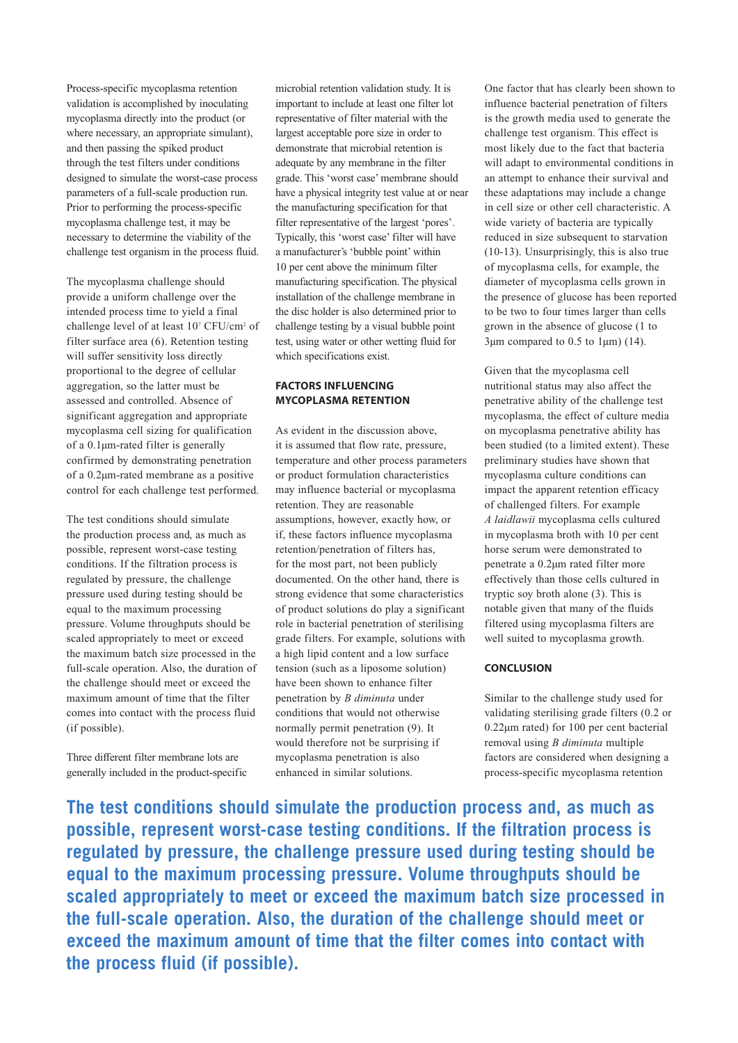Process-specific mycoplasma retention validation is accomplished by inoculating mycoplasma directly into the product (or where necessary, an appropriate simulant), and then passing the spiked product through the test filters under conditions designed to simulate the worst-case process parameters of a full-scale production run. Prior to performing the process-specific mycoplasma challenge test, it may be necessary to determine the viability of the challenge test organism in the process fluid.

The mycoplasma challenge should provide a uniform challenge over the intended process time to yield a final challenge level of at least $10^7$ CFU/cm$^2$ of filter surface area (6). Retention testing will suffer sensitivity loss directly proportional to the degree of cellular aggregation, so the latter must be assessed and controlled. Absence of significant aggregation and appropriate mycoplasma cell sizing for qualification of a 0.1µm-rated filter is generally confirmed by demonstrating penetration of a 0.2µm-rated membrane as a positive control for each challenge test performed.

The test conditions should simulate the production process and, as much as possible, represent worst-case testing conditions. If the filtration process is regulated by pressure, the challenge pressure used during testing should be equal to the maximum processing pressure. Volume throughputs should be scaled appropriately to meet or exceed the maximum batch size processed in the full-scale operation. Also, the duration of the challenge should meet or exceed the maximum amount of time that the filter comes into contact with the process fluid (if possible).

Three different filter membrane lots are generally included in the product-specific microbial retention validation study. It is important to include at least one filter lot representative of filter material with the largest acceptable pore size in order to demonstrate that microbial retention is adequate by any membrane in the filter grade. This 'worst case' membrane should have a physical integrity test value at or near the manufacturing specification for that filter representative of the largest 'pores'. Typically, this 'worst case' filter will have a manufacturer's 'bubble point' within 10 per cent above the minimum filter manufacturing specification. The physical installation of the challenge membrane in the disc holder is also determined prior to challenge testing by a visual bubble point test, using water or other wetting fluid for which specifications exist.

## FACTORS INFLUENCING MYCOPLASMA RETENTION

As evident in the discussion above, it is assumed that flow rate, pressure, temperature and other process parameters or product formulation characteristics may influence bacterial or mycoplasma retention. They are reasonable assumptions, however, exactly how, or if, these factors influence mycoplasma retention/penetration of filters has, for the most part, not been publicly documented. On the other hand, there is strong evidence that some characteristics of product solutions do play a significant role in bacterial penetration of sterilising grade filters. For example, solutions with a high lipid content and a low surface tension (such as a liposome solution) have been shown to enhance filter penetration by *B diminuta* under conditions that would not otherwise normally permit penetration (9). It would therefore not be surprising if mycoplasma penetration is also enhanced in similar solutions.

One factor that has clearly been shown to influence bacterial penetration of filters is the growth media used to generate the challenge test organism. This effect is most likely due to the fact that bacteria will adapt to environmental conditions in an attempt to enhance their survival and these adaptations may include a change in cell size or other cell characteristic. A wide variety of bacteria are typically reduced in size subsequent to starvation (10-13). Unsurprisingly, this is also true of mycoplasma cells, for example, the diameter of mycoplasma cells grown in the presence of glucose has been reported to be two to four times larger than cells grown in the absence of glucose (1 to 3µm compared to 0.5 to 1µm) (14).

Given that the mycoplasma cell nutritional status may also affect the penetrative ability of the challenge test mycoplasma, the effect of culture media on mycoplasma penetrative ability has been studied (to a limited extent). These preliminary studies have shown that mycoplasma culture conditions can impact the apparent retention efficacy of challenged filters. For example *A laidlawii* mycoplasma cells cultured in mycoplasma broth with 10 per cent horse serum were demonstrated to penetrate a 0.2µm rated filter more effectively than those cells cultured in tryptic soy broth alone (3). This is notable given that many of the fluids filtered using mycoplasma filters are well suited to mycoplasma growth.

## CONCLUSION

Similar to the challenge study used for validating sterilising grade filters (0.2 or 0.22µm rated) for 100 per cent bacterial removal using *B diminuta* multiple factors are considered when designing a process-specific mycoplasma retention

**The test conditions should simulate the production process and, as much as possible, represent worst-case testing conditions. If the filtration process is regulated by pressure, the challenge pressure used during testing should be equal to the maximum processing pressure. Volume throughputs should be scaled appropriately to meet or exceed the maximum batch size processed in the full-scale operation. Also, the duration of the challenge should meet or exceed the maximum amount of time that the filter comes into contact with the process fluid (if possible).**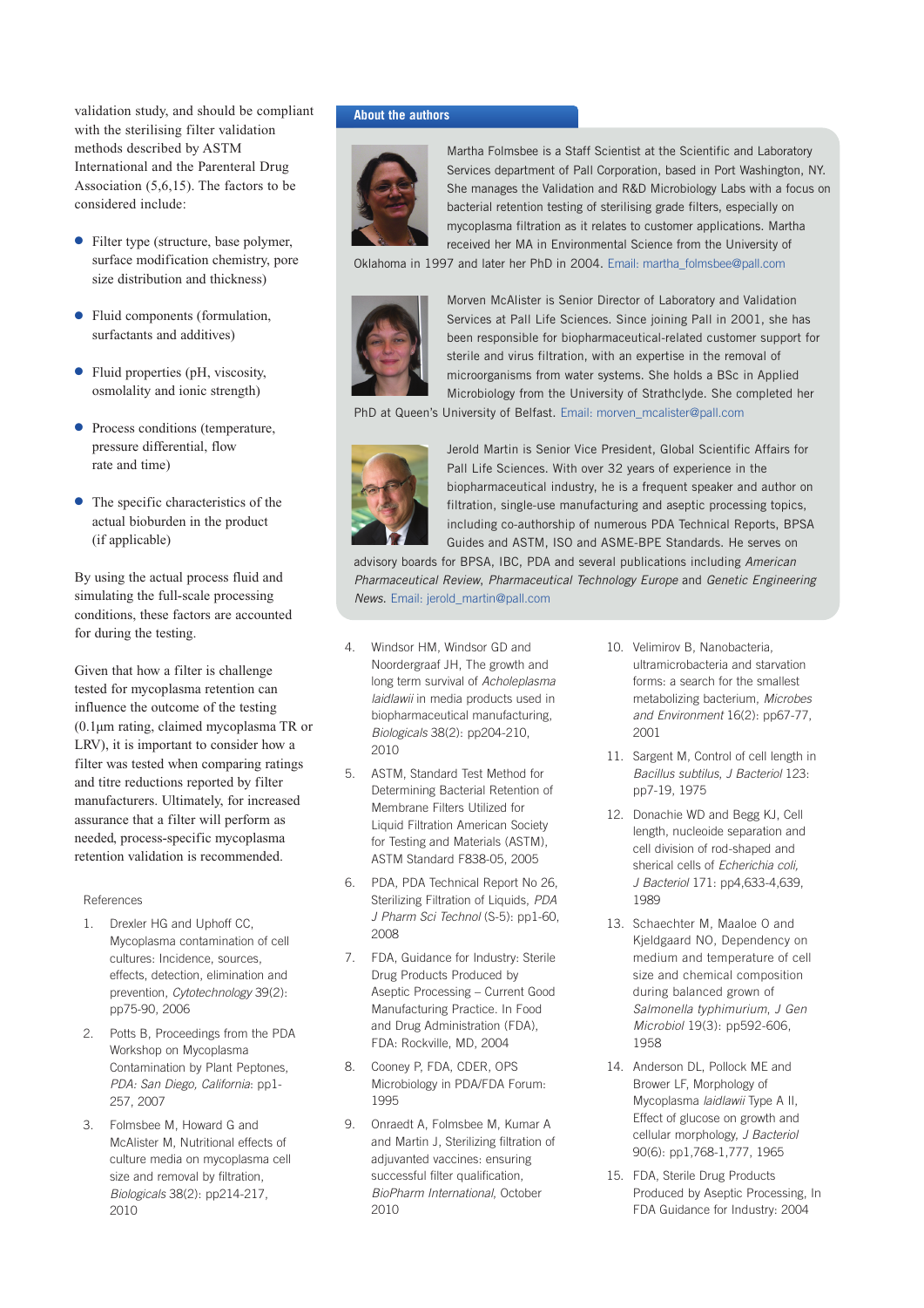validation study, and should be compliant with the sterilising filter validation methods described by ASTM International and the Parenteral Drug Association (5,6,15). The factors to be considered include:

- Filter type (structure, base polymer, surface modification chemistry, pore size distribution and thickness)
- Fluid components (formulation, surfactants and additives)
- Fluid properties (pH, viscosity, osmolality and ionic strength)
- Process conditions (temperature, pressure differential, flow rate and time)
- The specific characteristics of the actual bioburden in the product (if applicable)

By using the actual process fluid and simulating the full-scale processing conditions, these factors are accounted for during the testing.

Given that how a filter is challenge tested for mycoplasma retention can influence the outcome of the testing (0.1µm rating, claimed mycoplasma TR or LRV), it is important to consider how a filter was tested when comparing ratings and titre reductions reported by filter manufacturers. Ultimately, for increased assurance that a filter will perform as needed, process-specific mycoplasma retention validation is recommended.

## About the authors

Martha Folmsbee is a Staff Scientist at the Scientific and Laboratory Services department of Pall Corporation, based in Port Washington, NY. She manages the Validation and R&D Microbiology Labs with a focus on bacterial retention testing of sterilising grade filters, especially on mycoplasma filtration as it relates to customer applications. Martha received her MA in Environmental Science from the University of Oklahoma in 1997 and later her PhD in 2004. Email: martha_folmsbee@pall.com

Morven McAlister is Senior Director of Laboratory and Validation Services at Pall Life Sciences. Since joining Pall in 2001, she has been responsible for biopharmaceutical-related customer support for sterile and virus filtration, with an expertise in the removal of microorganisms from water systems. She holds a BSc in Applied Microbiology from the University of Strathclyde. She completed her PhD at Queen's University of Belfast. Email: morven_mcalister@pall.com

Jerold Martin is Senior Vice President, Global Scientific Affairs for Pall Life Sciences. With over 32 years of experience in the biopharmaceutical industry, he is a frequent speaker and author on filtration, single-use manufacturing and aseptic processing topics, including co-authorship of numerous PDA Technical Reports, BPSA Guides and ASTM, ISO and ASME-BPE Standards. He serves on advisory boards for BPSA, IBC, PDA and several publications including *American Pharmaceutical Review*, *Pharmaceutical Technology Europe* and *Genetic Engineering News*. Email: jerold_martin@pall.com

## References

1. Drexler HG and Uphoff CC, Mycoplasma contamination of cell cultures: Incidence, sources, effects, detection, elimination and prevention, *Cytotechnology* 39(2): pp75-90, 2006
2. Potts B, Proceedings from the PDA Workshop on Mycoplasma Contamination by Plant Peptones, *PDA: San Diego, California*: pp1-257, 2007
3. Folmsbee M, Howard G and McAlister M, Nutritional effects of culture media on mycoplasma cell size and removal by filtration, *Biologicals* 38(2): pp214-217, 2010
4. Windsor HM, Windsor GD and Noordergraaf JH, The growth and long term survival of *Acholeplasma laidlawii* in media products used in biopharmaceutical manufacturing, *Biologicals* 38(2): pp204-210, 2010
5. ASTM, Standard Test Method for Determining Bacterial Retention of Membrane Filters Utilized for Liquid Filtration American Society for Testing and Materials (ASTM), ASTM Standard F838-05, 2005
6. PDA, PDA Technical Report No 26, Sterilizing Filtration of Liquids, *PDA J Pharm Sci Technol* (S-5): pp1-60, 2008
7. FDA, Guidance for Industry: Sterile Drug Products Produced by Aseptic Processing – Current Good Manufacturing Practice. In Food and Drug Administration (FDA), FDA: Rockville, MD, 2004
8. Cooney P, FDA, CDER, OPS Microbiology in PDA/FDA Forum: 1995
9. Onraedt A, Folmsbee M, Kumar A and Martin J, Sterilizing filtration of adjuvanted vaccines: ensuring successful filter qualification, *BioPharm International*, October 2010
10. Velimirov B, Nanobacteria, ultramicrobacteria and starvation forms: a search for the smallest metabolizing bacterium, *Microbes and Environment* 16(2): pp67-77, 2001
11. Sargent M, Control of cell length in *Bacillus subtilus*, *J Bacteriol* 123: pp7-19, 1975
12. Donachie WD and Begg KJ, Cell length, nucleoide separation and cell division of rod-shaped and sherical cells of *Echerichia coli*, *J Bacteriol* 171: pp4,633-4,639, 1989
13. Schaechter M, Maaloe O and Kjeldgaard NO, Dependency on medium and temperature of cell size and chemical composition during balanced grown of *Salmonella typhimurium*, *J Gen Microbiol* 19(3): pp592-606, 1958
14. Anderson DL, Pollock ME and Brower LF, Morphology of Mycoplasma *laidlawii* Type A II, Effect of glucose on growth and cellular morphology, *J Bacteriol* 90(6): pp1,768-1,777, 1965
15. FDA, Sterile Drug Products Produced by Aseptic Processing, In FDA Guidance for Industry: 2004